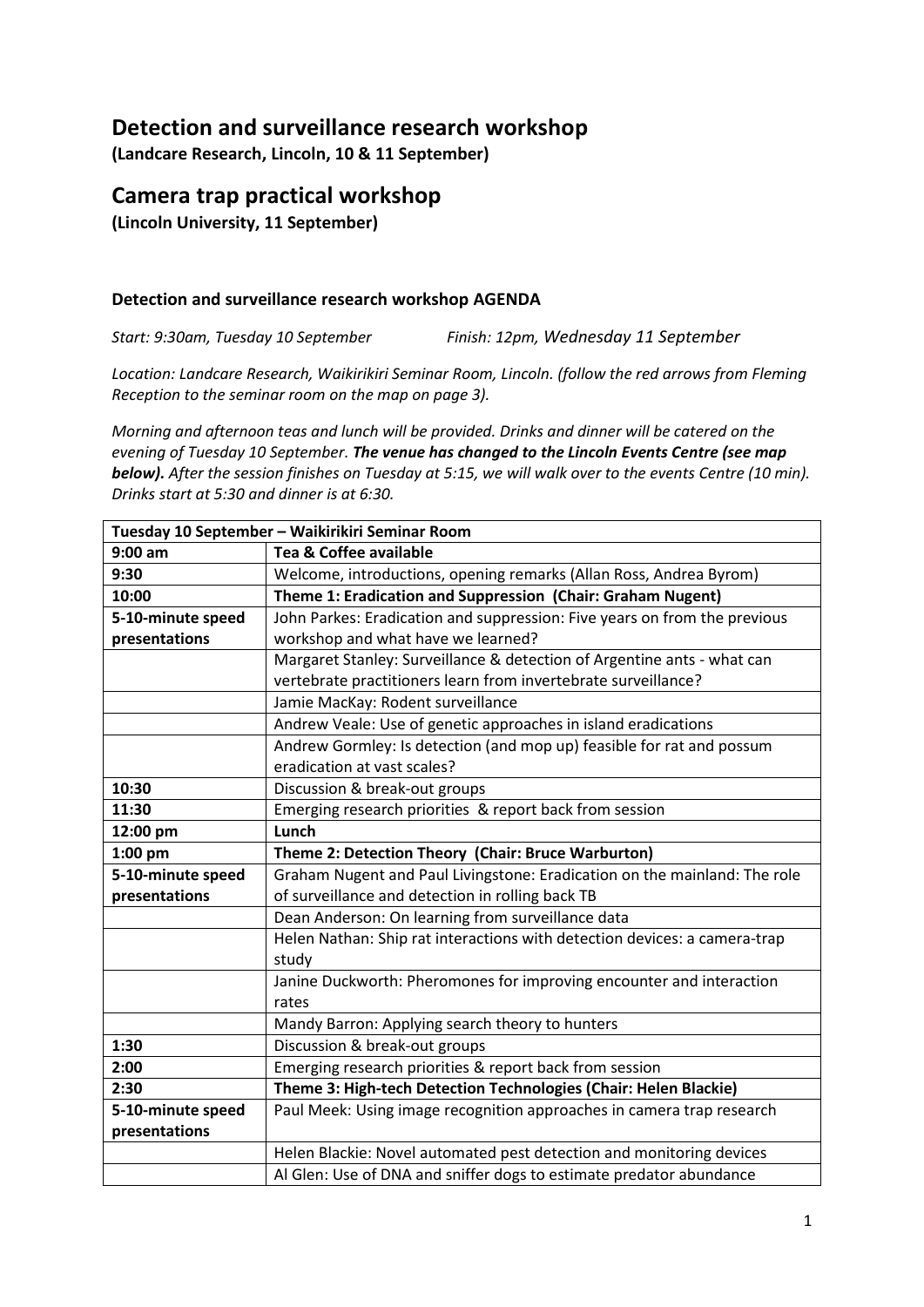# Detection and surveillance research workshop

**(Landcare Research, Lincoln, 10 & 11 September)**

# Camera trap practical workshop

**(Lincoln University, 11 September)**

### Detection and surveillance research workshop AGENDA

*Start: 9:30am, Tuesday 10 September* *Finish: 12pm, Wednesday 11 September*

*Location: Landcare Research, Waikirikiri Seminar Room, Lincoln. (follow the red arrows from Fleming Reception to the seminar room on the map on page 3).*

*Morning and afternoon teas and lunch will be provided. Drinks and dinner will be catered on the evening of Tuesday 10 September.* ***The venue has changed to the Lincoln Events Centre (see map below).*** *After the session finishes on Tuesday at 5:15, we will walk over to the events Centre (10 min). Drinks start at 5:30 and dinner is at 6:30.*

| **Tuesday 10 September – Waikirikiri Seminar Room** | |
|---|---|
| **9:00 am** | **Tea & Coffee available** |
| **9:30** | Welcome, introductions, opening remarks (Allan Ross, Andrea Byrom) |
| **10:00** | **Theme 1: Eradication and Suppression (Chair: Graham Nugent)** |
| **5-10-minute speed presentations** | John Parkes: Eradication and suppression: Five years on from the previous workshop and what have we learned? |
| | Margaret Stanley: Surveillance & detection of Argentine ants - what can vertebrate practitioners learn from invertebrate surveillance? |
| | Jamie MacKay: Rodent surveillance |
| | Andrew Veale: Use of genetic approaches in island eradications |
| | Andrew Gormley: Is detection (and mop up) feasible for rat and possum eradication at vast scales? |
| **10:30** | Discussion & break-out groups |
| **11:30** | Emerging research priorities & report back from session |
| **12:00 pm** | **Lunch** |
| **1:00 pm** | **Theme 2: Detection Theory (Chair: Bruce Warburton)** |
| **5-10-minute speed presentations** | Graham Nugent and Paul Livingstone: Eradication on the mainland: The role of surveillance and detection in rolling back TB |
| | Dean Anderson: On learning from surveillance data |
| | Helen Nathan: Ship rat interactions with detection devices: a camera-trap study |
| | Janine Duckworth: Pheromones for improving encounter and interaction rates |
| | Mandy Barron: Applying search theory to hunters |
| **1:30** | Discussion & break-out groups |
| **2:00** | Emerging research priorities & report back from session |
| **2:30** | **Theme 3: High-tech Detection Technologies (Chair: Helen Blackie)** |
| **5-10-minute speed presentations** | Paul Meek: Using image recognition approaches in camera trap research |
| | Helen Blackie: Novel automated pest detection and monitoring devices |
| | Al Glen: Use of DNA and sniffer dogs to estimate predator abundance |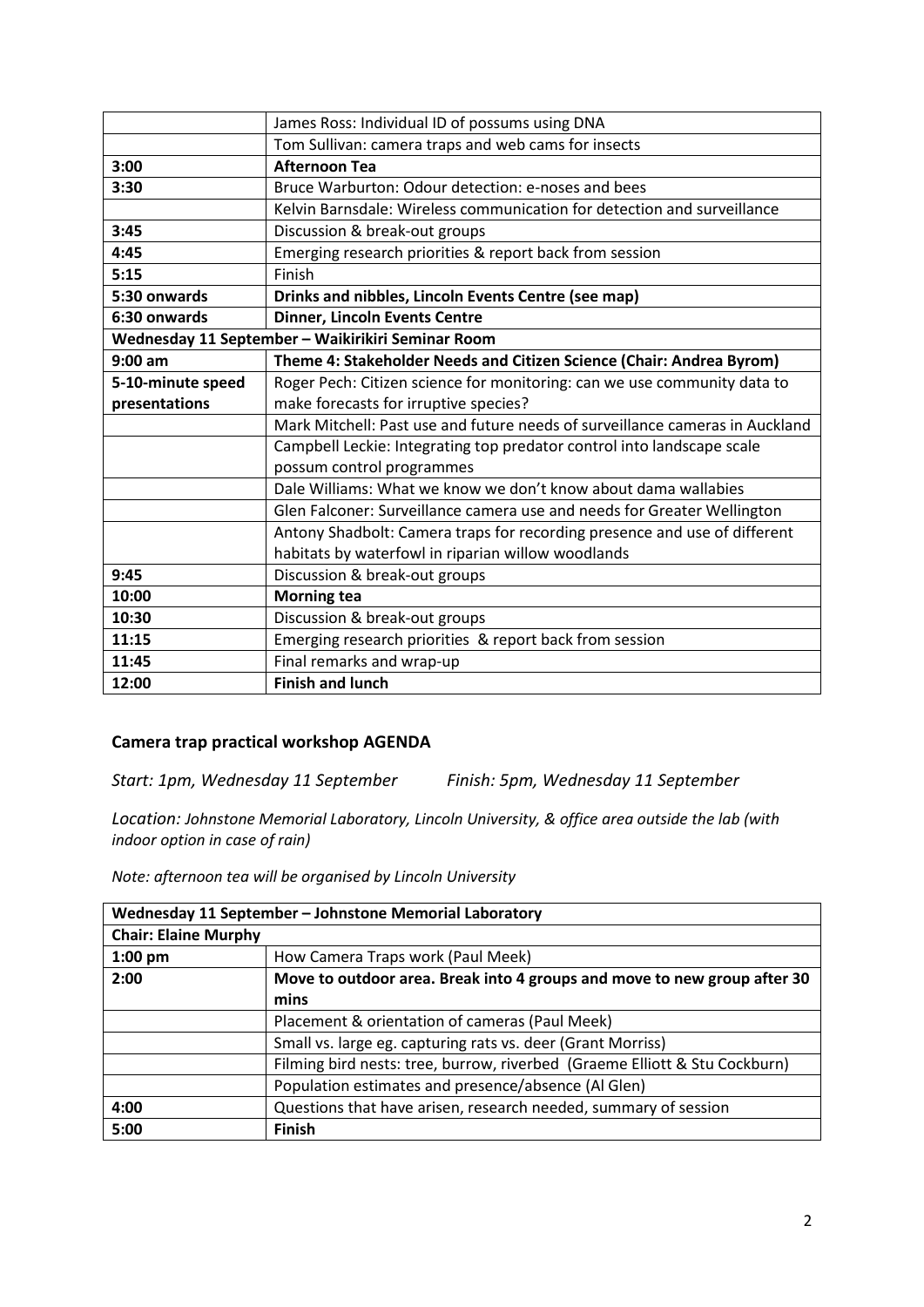| | |
|---|---|
| | James Ross: Individual ID of possums using DNA |
| | Tom Sullivan: camera traps and web cams for insects |
| **3:00** | **Afternoon Tea** |
| **3:30** | Bruce Warburton: Odour detection: e-noses and bees |
| | Kelvin Barnsdale: Wireless communication for detection and surveillance |
| **3:45** | Discussion & break-out groups |
| **4:45** | Emerging research priorities & report back from session |
| **5:15** | Finish |
| **5:30 onwards** | **Drinks and nibbles, Lincoln Events Centre (see map)** |
| **6:30 onwards** | **Dinner, Lincoln Events Centre** |
| **Wednesday 11 September – Waikirikiri Seminar Room** | |
| **9:00 am** | **Theme 4: Stakeholder Needs and Citizen Science (Chair: Andrea Byrom)** |
| **5-10-minute speed presentations** | Roger Pech: Citizen science for monitoring: can we use community data to make forecasts for irruptive species? |
| | Mark Mitchell: Past use and future needs of surveillance cameras in Auckland |
| | Campbell Leckie: Integrating top predator control into landscape scale possum control programmes |
| | Dale Williams: What we know we don't know about dama wallabies |
| | Glen Falconer: Surveillance camera use and needs for Greater Wellington |
| | Antony Shadbolt: Camera traps for recording presence and use of different habitats by waterfowl in riparian willow woodlands |
| **9:45** | Discussion & break-out groups |
| **10:00** | **Morning tea** |
| **10:30** | Discussion & break-out groups |
| **11:15** | Emerging research priorities & report back from session |
| **11:45** | Final remarks and wrap-up |
| **12:00** | **Finish and lunch** |

## Camera trap practical workshop AGENDA

*Start: 1pm, Wednesday 11 September* *Finish: 5pm, Wednesday 11 September*

*Location: Johnstone Memorial Laboratory, Lincoln University, & office area outside the lab (with indoor option in case of rain)*

*Note: afternoon tea will be organised by Lincoln University*

| **Wednesday 11 September – Johnstone Memorial Laboratory** | |
|---|---|
| **Chair: Elaine Murphy** | |
| **1:00 pm** | How Camera Traps work (Paul Meek) |
| **2:00** | **Move to outdoor area. Break into 4 groups and move to new group after 30 mins** |
| | Placement & orientation of cameras (Paul Meek) |
| | Small vs. large eg. capturing rats vs. deer (Grant Morriss) |
| | Filming bird nests: tree, burrow, riverbed (Graeme Elliott & Stu Cockburn) |
| | Population estimates and presence/absence (Al Glen) |
| **4:00** | Questions that have arisen, research needed, summary of session |
| **5:00** | **Finish** |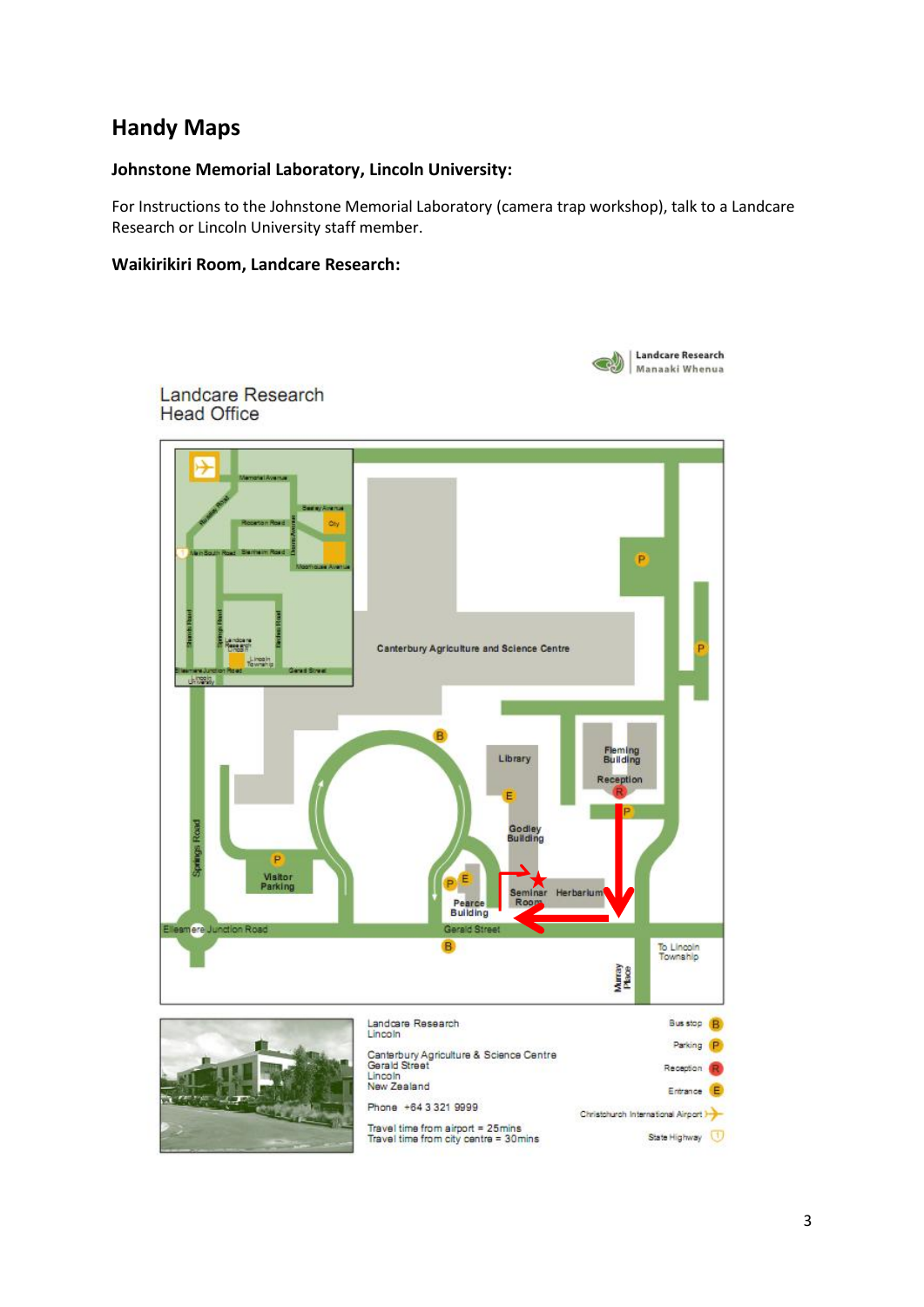## Handy Maps

### Johnstone Memorial Laboratory, Lincoln University:

For Instructions to the Johnstone Memorial Laboratory (camera trap workshop), talk to a Landcare Research or Lincoln University staff member.

### Waikirikiri Room, Landcare Research:

Landcare Research Manaaki Whenua

Landcare Research Head Office

Canterbury Agriculture and Science Centre

Library

Fleming Building

Reception

Godley Building

Seminar Room

Herbarium

Pearce Building

Visitor Parking

Springs Road

Ellesmere Junction Road

Gerald Street

To Lincoln Township

Murray Place

Landcare Research
Lincoln

Canterbury Agriculture & Science Centre
Gerald Street
Lincoln
New Zealand

Phone +64 3 321 9999

Travel time from airport = 25mins
Travel time from city centre = 30mins

Bus stop B

Parking P

Reception R

Entrance E

Christchurch International Airport

State Highway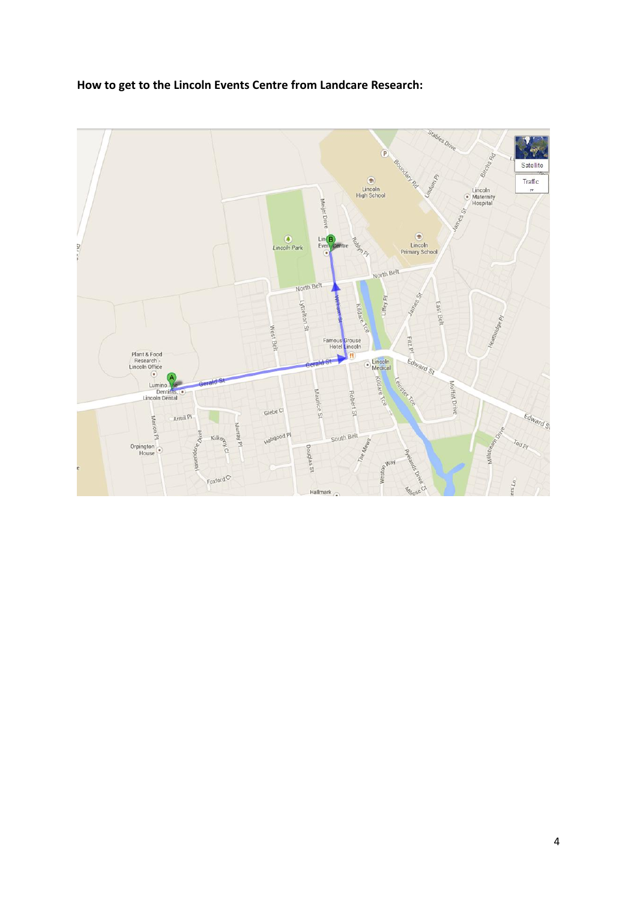**How to get to the Lincoln Events Centre from Landcare Research:**